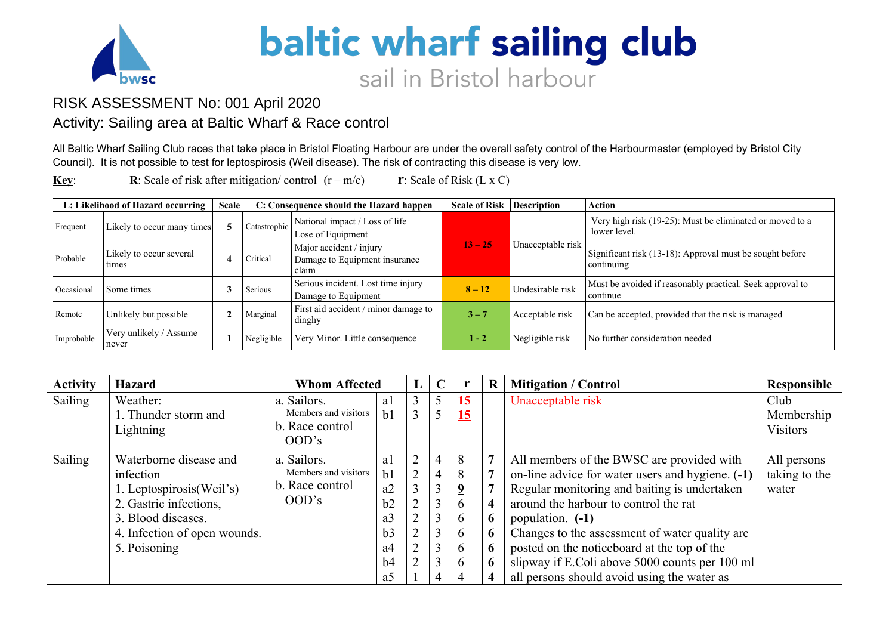# baltic wharf sailing club

sail in Bristol harbour

## RISK ASSESSMENT No: 001 April 2020

## Activity: Sailing area at Baltic Wharf & Race control

All Baltic Wharf Sailing Club races that take place in Bristol Floating Harbour are under the overall safety control of the Harbourmaster (employed by Bristol City Council). It is not possible to test for leptospirosis (Weil disease). The risk of contracting this disease is very low.

**Key**: **R**: Scale of risk after mitigation/ control (r – m/c) **r**: Scale of Risk (L x C)

| L: Likelihood of Hazard occurring | | Scale | C: Consequence should the Hazard happen | | Scale of Risk | Description | Action |
|---|---|---|---|---|---|---|---|
| Frequent | Likely to occur many times | 5 | Catastrophic | National impact / Loss of life<br>Lose of Equipment | 13 – 25 | Unacceptable risk | Very high risk (19-25): Must be eliminated or moved to a lower level. |
| Probable | Likely to occur several times | 4 | Critical | Major accident / injury<br>Damage to Equipment insurance claim | | | Significant risk (13-18): Approval must be sought before continuing |
| Occasional | Some times | 3 | Serious | Serious incident. Lost time injury<br>Damage to Equipment | 8 – 12 | Undesirable risk | Must be avoided if reasonably practical. Seek approval to continue |
| Remote | Unlikely but possible | 2 | Marginal | First aid accident / minor damage to dinghy | 3 – 7 | Acceptable risk | Can be accepted, provided that the risk is managed |
| Improbable | Very unlikely / Assume never | 1 | Negligible | Very Minor. Little consequence | 1 - 2 | Negligible risk | No further consideration needed |

| Activity | Hazard | Whom Affected | | L | C | r | R | Mitigation / Control | Responsible |
|---|---|---|---|---|---|---|---|---|---|
| Sailing | Weather:<br>1. Thunder storm and Lightning | a. Sailors.<br>Members and visitors<br>b. Race control OOD's | a1<br>b1 | 3<br>3 | 5<br>5 | **15**<br>**15** | | Unacceptable risk | Club Membership Visitors |
| Sailing | Waterborne disease and infection<br>1. Leptospirosis(Weil's)<br>2. Gastric infections,<br>3. Blood diseases.<br>4. Infection of open wounds.<br>5. Poisoning | a. Sailors.<br>Members and visitors<br>b. Race control OOD's | a1<br>b1<br>a2<br>b2<br>a3<br>b3<br>a4<br>b4<br>a5 | 2<br>2<br>3<br>2<br>2<br>2<br>2<br>2<br>1 | 4<br>4<br>3<br>3<br>3<br>3<br>3<br>3<br>4 | 8<br>8<br>**9**<br>6<br>6<br>6<br>6<br>6<br>4 | **7**<br>**7**<br>**7**<br>**4**<br>**6**<br>**6**<br>**6**<br>**6**<br>**4** | All members of the BWSC are provided with on-line advice for water users and hygiene. **(-1)** Regular monitoring and baiting is undertaken around the harbour to control the rat population. **(-1)** Changes to the assessment of water quality are posted on the noticeboard at the top of the slipway if E.Coli above 5000 counts per 100 ml all persons should avoid using the water as | All persons taking to the water |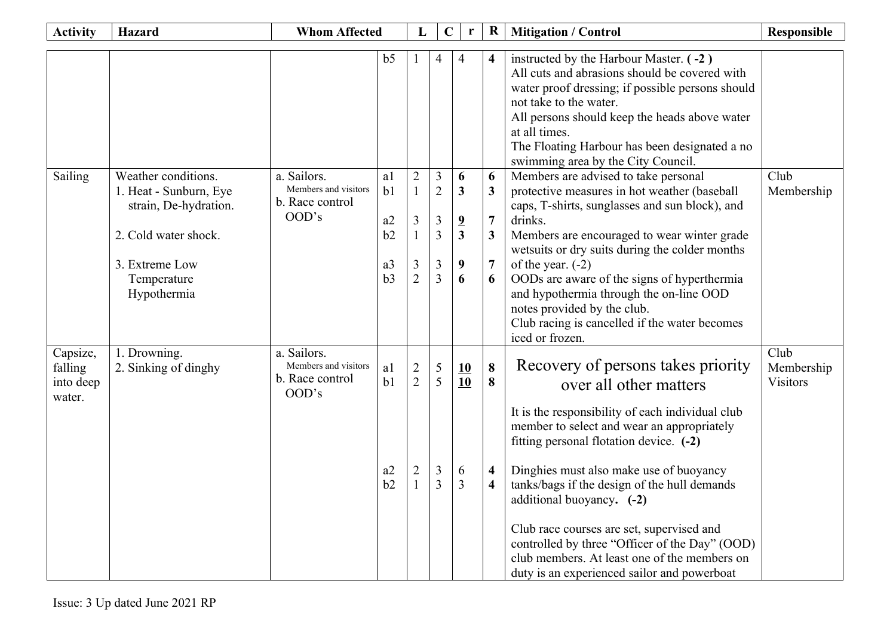| Activity | Hazard | Whom Affected | | L | C | r | R | Mitigation / Control | Responsible |
|---|---|---|---|---|---|---|---|---|---|
| | | | b5 | 1 | 4 | 4 | **4** | instructed by the Harbour Master. **( -2 )**<br>All cuts and abrasions should be covered with water proof dressing; if possible persons should not take to the water.<br>All persons should keep the heads above water at all times.<br>The Floating Harbour has been designated a no swimming area by the City Council. | |
| Sailing | Weather conditions.<br>1. Heat - Sunburn, Eye strain, De-hydration.<br><br>2. Cold water shock.<br><br>3. Extreme Low Temperature Hypothermia | a. Sailors. Members and visitors<br>b. Race control OOD's | a1<br>b1<br><br>a2<br>b2<br><br>a3<br>b3 | 2<br>1<br><br>3<br>1<br><br>3<br>2 | 3<br>2<br><br>3<br>3<br><br>3<br>3 | **6**<br>**3**<br><br>**<u>9</u>**<br>**3**<br><br>**9**<br>**6** | **6**<br>**3**<br><br>**7**<br>**3**<br><br>**7**<br>**6** | Members are advised to take personal protective measures in hot weather (baseball caps, T-shirts, sunglasses and sun block), and drinks.<br>Members are encouraged to wear winter grade wetsuits or dry suits during the colder months of the year. (-2)<br>OODs are aware of the signs of hyperthermia and hypothermia through the on-line OOD notes provided by the club.<br>Club racing is cancelled if the water becomes iced or frozen. | Club Membership |
| Capsize, falling into deep water. | 1. Drowning.<br>2. Sinking of dinghy | a. Sailors. Members and visitors<br>b. Race control OOD's | a1<br>b1<br><br>a2<br>b2 | 2<br>2<br><br>2<br>1 | 5<br>5<br><br>3<br>3 | **<u>10</u>**<br>**<u>10</u>**<br><br>6<br>3 | **8**<br>**8**<br><br>**4**<br>**4** | Recovery of persons takes priority over all other matters<br><br>It is the responsibility of each individual club member to select and wear an appropriately fitting personal flotation device. **(-2)**<br><br>Dinghies must also make use of buoyancy tanks/bags if the design of the hull demands additional buoyancy**. (-2)**<br><br>Club race courses are set, supervised and controlled by three "Officer of the Day" (OOD) club members. At least one of the members on duty is an experienced sailor and powerboat | Club Membership Visitors |

Issue: 3 Up dated June 2021 RP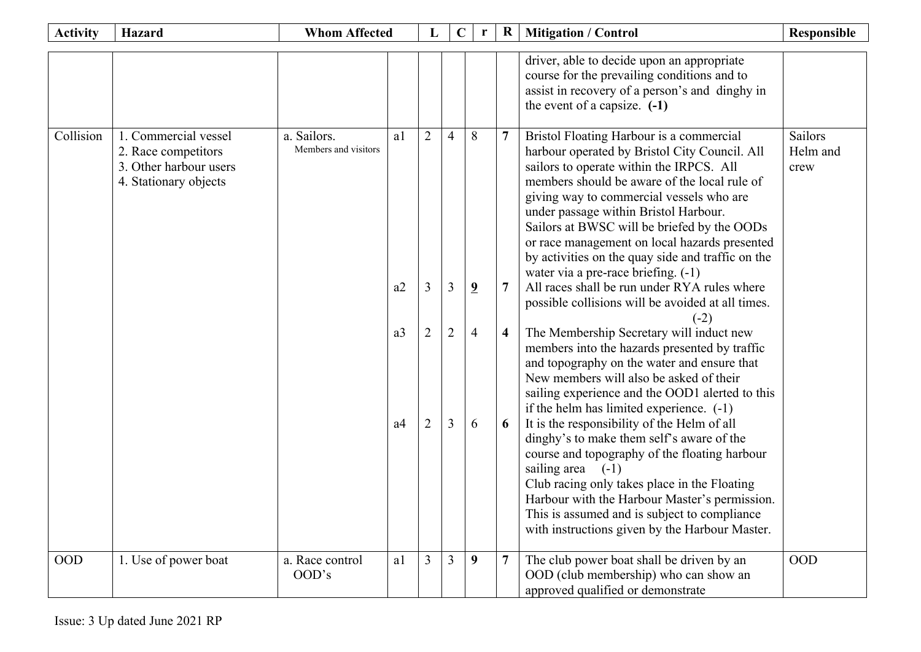| Activity | Hazard | Whom Affected | | L | C | r | R | Mitigation / Control | Responsible |
|---|---|---|---|---|---|---|---|---|---|
| | | | | | | | | driver, able to decide upon an appropriate course for the prevailing conditions and to assist in recovery of a person's and dinghy in the event of a capsize. **(-1)** | |
| Collision | 1. Commercial vessel<br>2. Race competitors<br>3. Other harbour users<br>4. Stationary objects | a. Sailors.<br>Members and visitors | a1 | 2 | 4 | 8 | **7** | Bristol Floating Harbour is a commercial harbour operated by Bristol City Council. All sailors to operate within the IRPCS. All members should be aware of the local rule of giving way to commercial vessels who are under passage within Bristol Harbour.<br>Sailors at BWSC will be briefed by the OODs or race management on local hazards presented by activities on the quay side and traffic on the water via a pre-race briefing. (-1) | Sailors Helm and crew |
| | | | a2 | 3 | 3 | **9** | **7** | All races shall be run under RYA rules where possible collisions will be avoided at all times. (-2) | |
| | | | a3 | 2 | 2 | 4 | **4** | The Membership Secretary will induct new members into the hazards presented by traffic and topography on the water and ensure that New members will also be asked of their sailing experience and the OOD1 alerted to this if the helm has limited experience. (-1) | |
| | | | a4 | 2 | 3 | 6 | **6** | It is the responsibility of the Helm of all dinghy's to make them self's aware of the course and topography of the floating harbour sailing area (-1)<br>Club racing only takes place in the Floating Harbour with the Harbour Master's permission. This is assumed and is subject to compliance with instructions given by the Harbour Master. | |
| OOD | 1. Use of power boat | a. Race control OOD's | a1 | 3 | 3 | **9** | **7** | The club power boat shall be driven by an OOD (club membership) who can show an approved qualified or demonstrate | OOD |

Issue: 3 Up dated June 2021 RP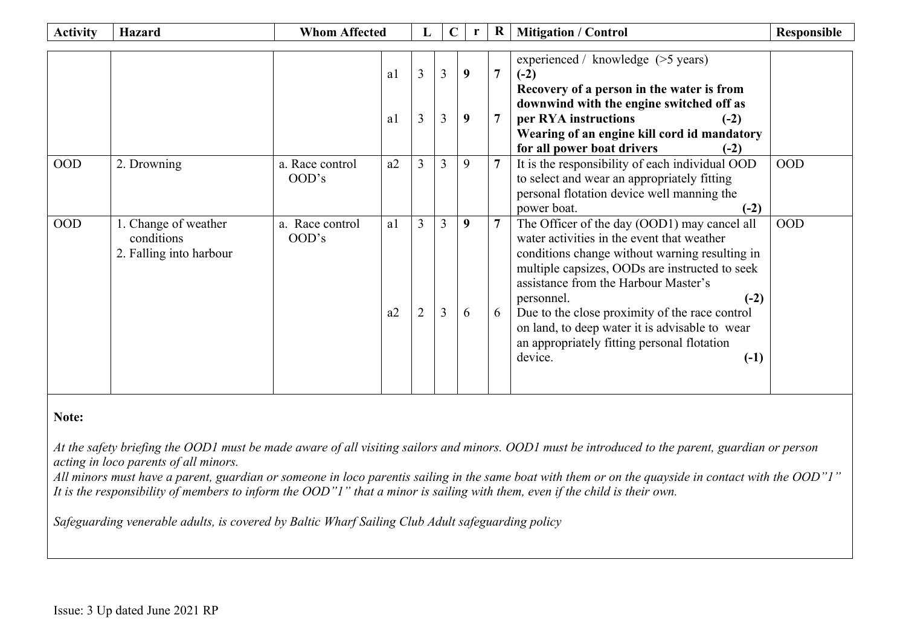| Activity | Hazard | Whom Affected | | L | C | r | R | Mitigation / Control | Responsible |
|---|---|---|---|---|---|---|---|---|---|
| | | | a1<br><br>a1 | 3<br><br>3 | 3<br><br>3 | **9**<br><br>**9** | **7**<br><br>**7** | experienced / knowledge (>5 years) **(-2)**<br>**Recovery of a person in the water is from downwind with the engine switched off as per RYA instructions (-2)**<br>**Wearing of an engine kill cord id mandatory for all power boat drivers (-2)** | |
| OOD | 2. Drowning | a. Race control OOD's | a2 | 3 | 3 | 9 | **7** | It is the responsibility of each individual OOD to select and wear an appropriately fitting personal flotation device well manning the power boat. **(-2)** | OOD |
| OOD | 1. Change of weather conditions<br>2. Falling into harbour | a. Race control OOD's | a1<br><br>a2 | 3<br><br>2 | 3<br><br>3 | **9**<br><br>6 | **7**<br><br>6 | The Officer of the day (OOD1) may cancel all water activities in the event that weather conditions change without warning resulting in multiple capsizes, OODs are instructed to seek assistance from the Harbour Master's personnel. **(-2)**<br>Due to the close proximity of the race control on land, to deep water it is advisable to wear an appropriately fitting personal flotation device. **(-1)** | OOD |

**Note:**

*At the safety briefing the OOD1 must be made aware of all visiting sailors and minors. OOD1 must be introduced to the parent, guardian or person acting in loco parents of all minors.*
*All minors must have a parent, guardian or someone in loco parentis sailing in the same boat with them or on the quayside in contact with the OOD"1"*
*It is the responsibility of members to inform the OOD"1" that a minor is sailing with them, even if the child is their own.*

*Safeguarding venerable adults, is covered by Baltic Wharf Sailing Club Adult safeguarding policy*

Issue: 3 Up dated June 2021 RP